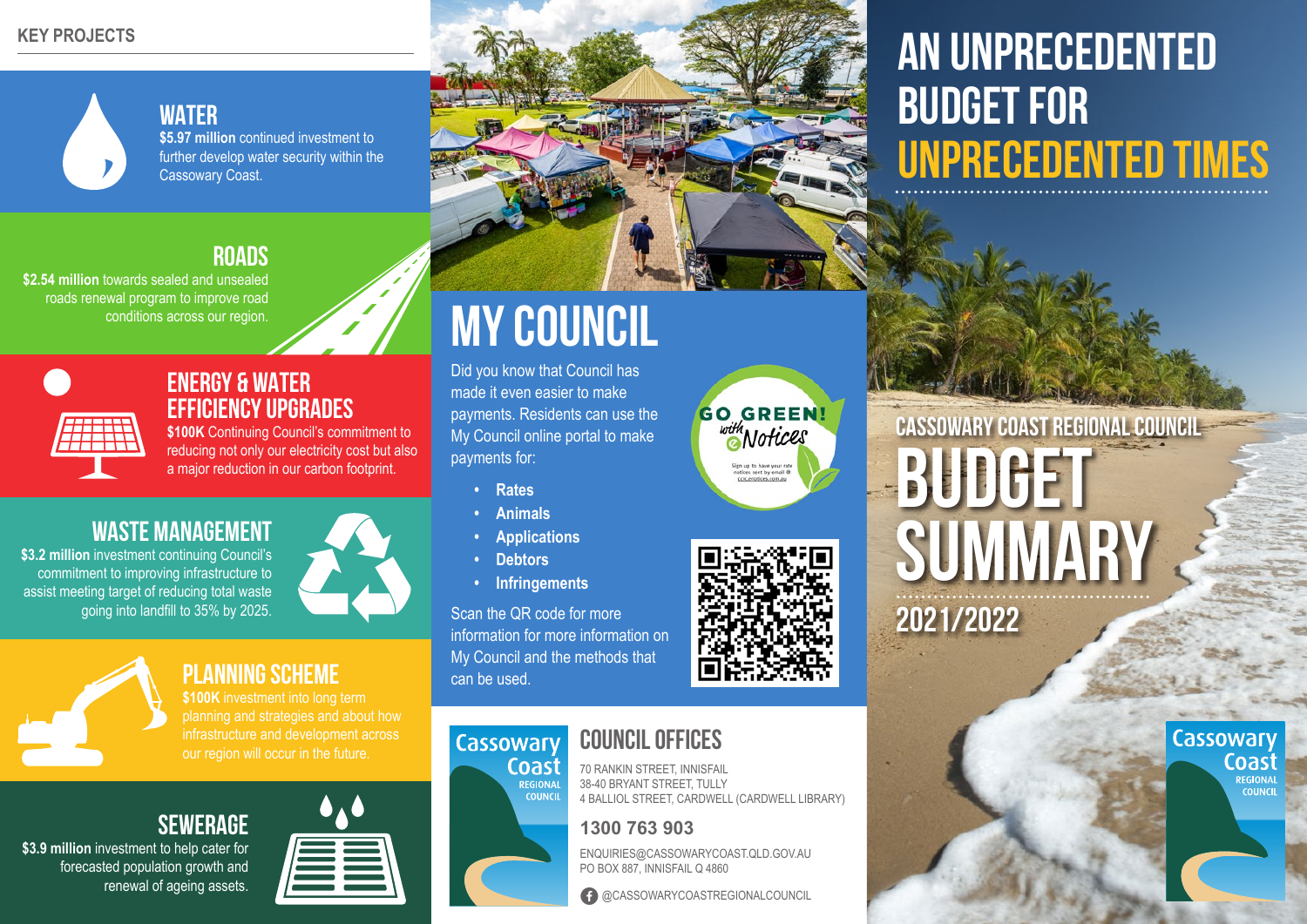## KEY PROJECTS

### WATER

**$5.97 million** continued investment to further develop water security within the Cassowary Coast.

### ROADS

**$2.54 million** towards sealed and unsealed roads renewal program to improve road conditions across our region.

### ENERGY & WATER EFFICIENCY UPGRADES

**$100K** Continuing Council's commitment to reducing not only our electricity cost but also a major reduction in our carbon footprint.

### WASTE MANAGEMENT

**$3.2 million** investment continuing Council's commitment to improving infrastructure to assist meeting target of reducing total waste going into landfill to 35% by 2025.

### PLANNING SCHEME

**$100K** investment into long term planning and strategies and about how infrastructure and development across our region will occur in the future.

### SEWERAGE

**$3.9 million** investment to help cater for forecasted population growth and renewal of ageing assets.

# MY COUNCIL

Did you know that Council has made it even easier to make payments. Residents can use the My Council online portal to make payments for:

- **Rates**
- **Animals**
- **Applications**
- **Debtors**
- **Infringements**

Scan the QR code for more information for more information on My Council and the methods that can be used.

GO GREEN! with eNotices

Sign up to have your rate notices sent by email @ ccrc.enotices.com.au

## COUNCIL OFFICES

Cassowary Coast Regional Council

70 RANKIN STREET, INNISFAIL
38-40 BRYANT STREET, TULLY
4 BALLIOT STREET, CARDWELL (CARDWELL LIBRARY)

**1300 763 903**

ENQUIRIES@CASSOWARYCOAST.QLD.GOV.AU
PO BOX 887, INNISFAIL Q 4860

@CASSOWARYCOASTREGIONALCOUNCIL

# AN UNPRECEDENTED BUDGET FOR UNPRECEDENTED TIMES

## CASSOWARY COAST REGIONAL COUNCIL

# BUDGET SUMMARY

## 2021/2022

Cassowary Coast Regional Council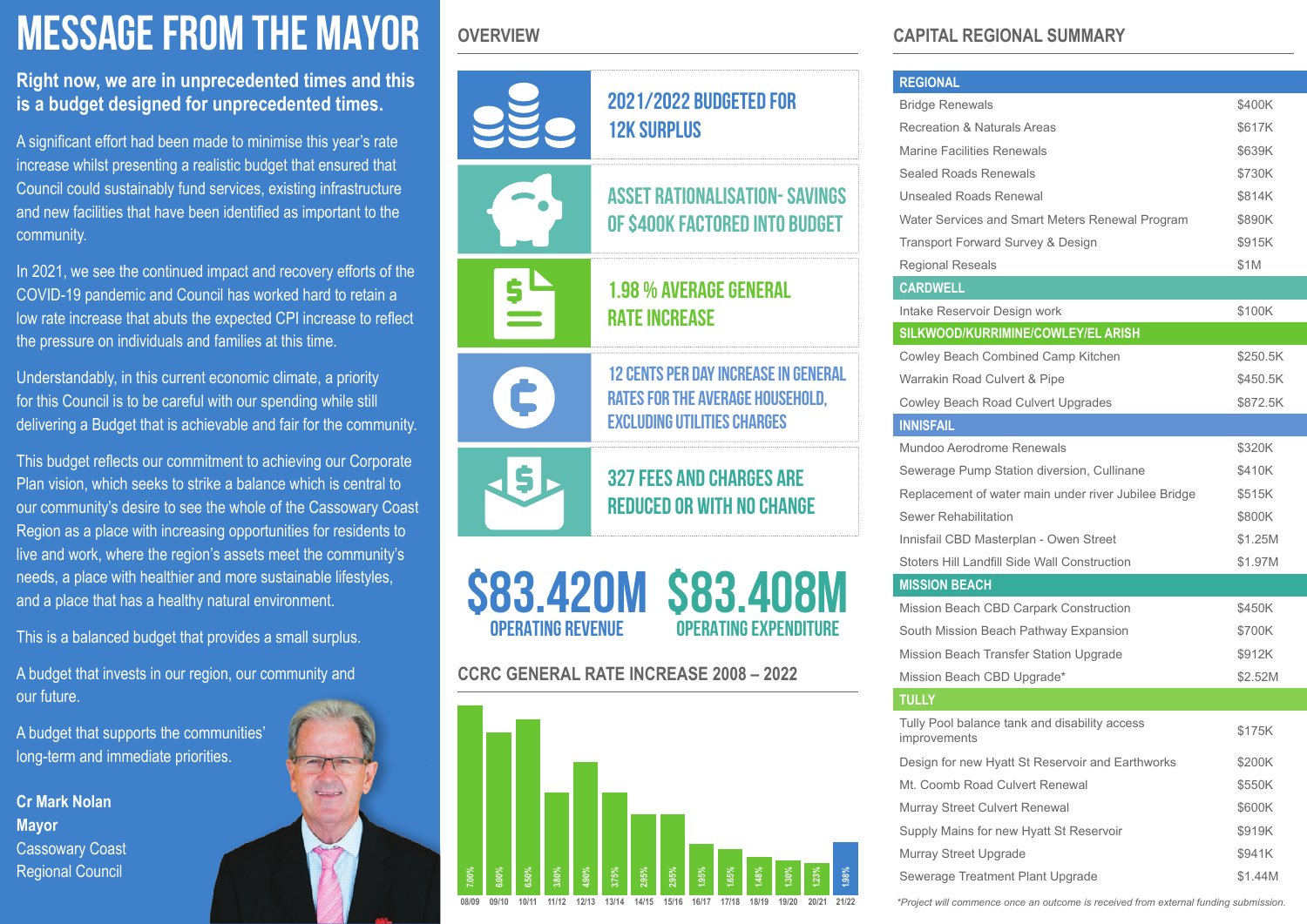# MESSAGE FROM THE MAYOR

**Right now, we are in unprecedented times and this is a budget designed for unprecedented times.**

A significant effort had been made to minimise this year's rate increase whilst presenting a realistic budget that ensured that Council could sustainably fund services, existing infrastructure and new facilities that have been identified as important to the community.

In 2021, we see the continued impact and recovery efforts of the COVID-19 pandemic and Council has worked hard to retain a low rate increase that abuts the expected CPI increase to reflect the pressure on individuals and families at this time.

Understandably, in this current economic climate, a priority for this Council is to be careful with our spending while still delivering a Budget that is achievable and fair for the community.

This budget reflects our commitment to achieving our Corporate Plan vision, which seeks to strike a balance which is central to our community's desire to see the whole of the Cassowary Coast Region as a place with increasing opportunities for residents to live and work, where the region's assets meet the community's needs, a place with healthier and more sustainable lifestyles, and a place that has a healthy natural environment.

This is a balanced budget that provides a small surplus.

A budget that invests in our region, our community and our future.

A budget that supports the communities' long-term and immediate priorities.

**Cr Mark Nolan**
**Mayor**
Cassowary Coast
Regional Council

## OVERVIEW

- 2021/2022 BUDGETED FOR 12K SURPLUS
- ASSET RATIONALISATION- SAVINGS OF $400K FACTORED INTO BUDGET
- 1.98 % AVERAGE GENERAL RATE INCREASE
- 12 CENTS PER DAY INCREASE IN GENERAL RATES FOR THE AVERAGE HOUSEHOLD, EXCLUDING UTILITIES CHARGES
- 327 FEES AND CHARGES ARE REDUCED OR WITH NO CHANGE

**$83.420M** OPERATING REVENUE

**$83.408M** OPERATING EXPENDITURE

## CCRC GENERAL RATE INCREASE 2008 – 2022

7.00% 6.00% 6.50% 3.80% 4.90% 3.75% 2.95% 2.95% 1.95% 1.65% 1.48% 1.30% 1.23% 1.98%

08/09 09/10 10/11 11/12 12/13 13/14 14/15 15/16 16/17 17/18 18/19 19/20 20/21 21/22

## CAPITAL REGIONAL SUMMARY

| | |
|---|---|
| **REGIONAL** | |
| Bridge Renewals | $400K |
| Recreation & Naturals Areas | $617K |
| Marine Facilities Renewals | $639K |
| Sealed Roads Renewals | $730K |
| Unsealed Roads Renewal | $814K |
| Water Services and Smart Meters Renewal Program | $890K |
| Transport Forward Survey & Design | $915K |
| Regional Reseals | $1M |
| **CARDWELL** | |
| Intake Reservoir Design work | $100K |
| **SILKWOOD/KURRIMINE/COWLEY/EL ARISH** | |
| Cowley Beach Combined Camp Kitchen | $250.5K |
| Warrakin Road Culvert & Pipe | $450.5K |
| Cowley Beach Road Culvert Upgrades | $872.5K |
| **INNISFAIL** | |
| Mundoo Aerodrome Renewals | $320K |
| Sewerage Pump Station diversion, Cullinane | $410K |
| Replacement of water main under river Jubilee Bridge | $515K |
| Sewer Rehabilitation | $800K |
| Innisfail CBD Masterplan - Owen Street | $1.25M |
| Stoters Hill Landfill Side Wall Construction | $1.97M |
| **MISSION BEACH** | |
| Mission Beach CBD Carpark Construction | $450K |
| South Mission Beach Pathway Expansion | $700K |
| Mission Beach Transfer Station Upgrade | $912K |
| Mission Beach CBD Upgrade* | $2.52M |
| **TULLY** | |
| Tully Pool balance tank and disability access improvements | $175K |
| Design for new Hyatt St Reservoir and Earthworks | $200K |
| Mt. Coomb Road Culvert Renewal | $550K |
| Murray Street Culvert Renewal | $600K |
| Supply Mains for new Hyatt St Reservoir | $919K |
| Murray Street Upgrade | $941K |
| Sewerage Treatment Plant Upgrade | $1.44M |

*Project will commence once an outcome is received from external funding submission.